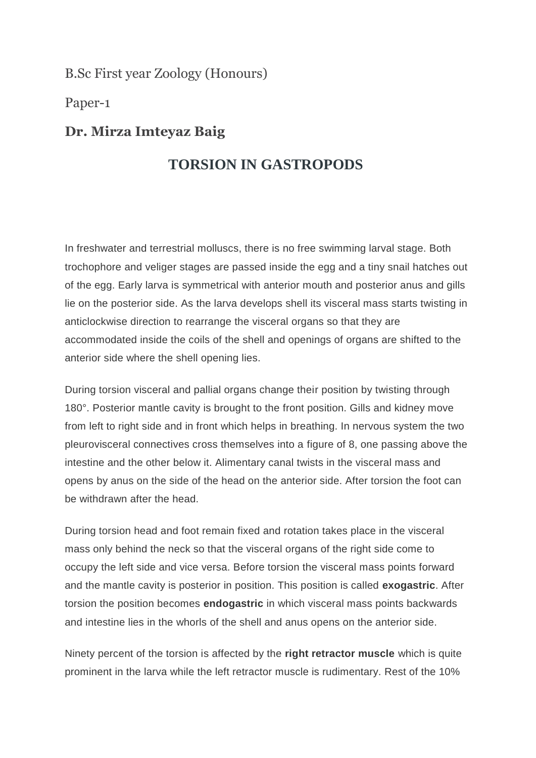B.Sc First year Zoology (Honours)

Paper-1

**Dr. Mirza Imteyaz Baig**

# TORSION IN GASTROPODS

In freshwater and terrestrial molluscs, there is no free swimming larval stage. Both trochophore and veliger stages are passed inside the egg and a tiny snail hatches out of the egg. Early larva is symmetrical with anterior mouth and posterior anus and gills lie on the posterior side. As the larva develops shell its visceral mass starts twisting in anticlockwise direction to rearrange the visceral organs so that they are accommodated inside the coils of the shell and openings of organs are shifted to the anterior side where the shell opening lies.

During torsion visceral and pallial organs change their position by twisting through 180°. Posterior mantle cavity is brought to the front position. Gills and kidney move from left to right side and in front which helps in breathing. In nervous system the two pleurovisceral connectives cross themselves into a figure of 8, one passing above the intestine and the other below it. Alimentary canal twists in the visceral mass and opens by anus on the side of the head on the anterior side. After torsion the foot can be withdrawn after the head.

During torsion head and foot remain fixed and rotation takes place in the visceral mass only behind the neck so that the visceral organs of the right side come to occupy the left side and vice versa. Before torsion the visceral mass points forward and the mantle cavity is posterior in position. This position is called **exogastric**. After torsion the position becomes **endogastric** in which visceral mass points backwards and intestine lies in the whorls of the shell and anus opens on the anterior side.

Ninety percent of the torsion is affected by the **right retractor muscle** which is quite prominent in the larva while the left retractor muscle is rudimentary. Rest of the 10%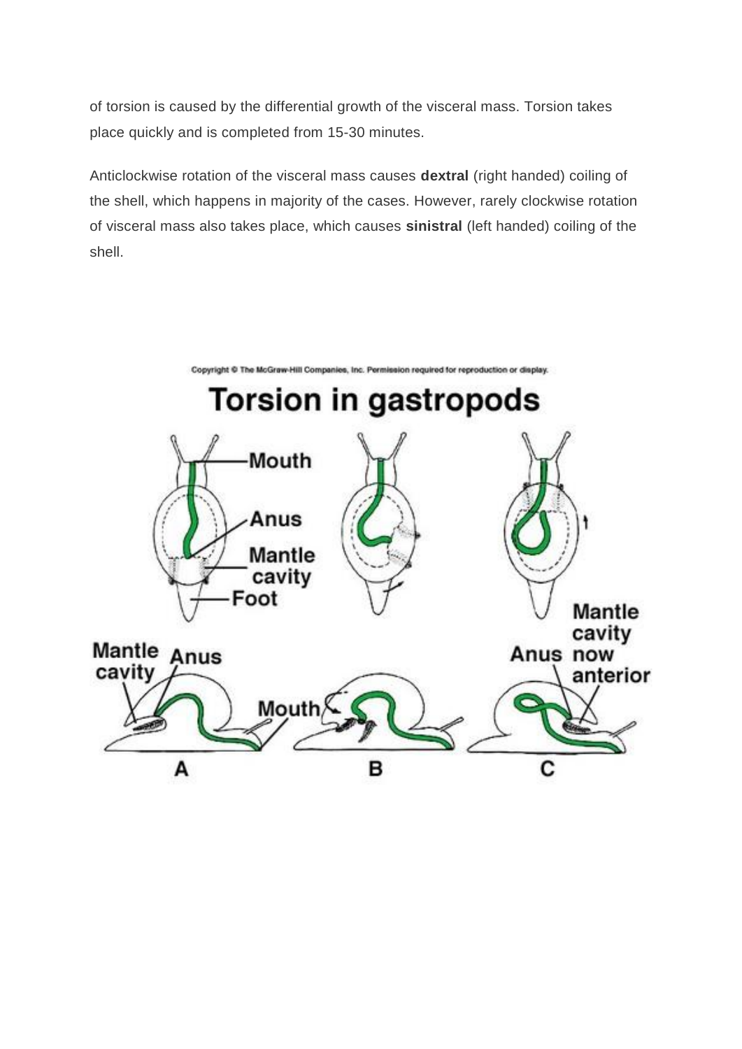of torsion is caused by the differential growth of the visceral mass. Torsion takes place quickly and is completed from 15-30 minutes.

Anticlockwise rotation of the visceral mass causes **dextral** (right handed) coiling of the shell, which happens in majority of the cases. However, rarely clockwise rotation of visceral mass also takes place, which causes **sinistral** (left handed) coiling of the shell.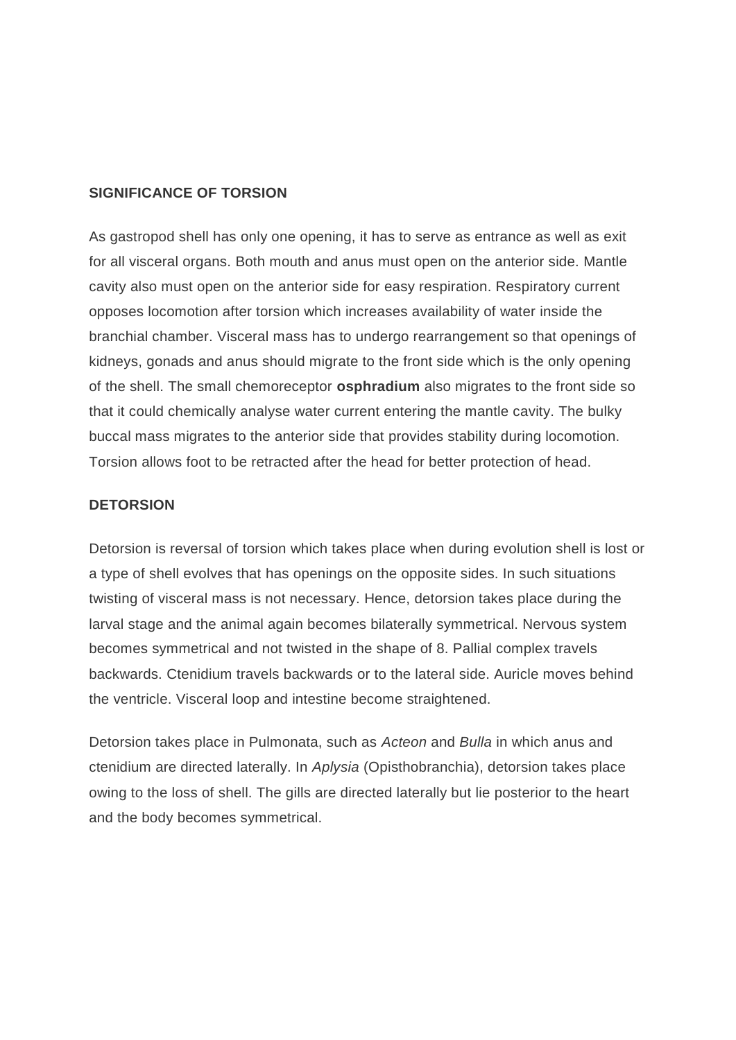## SIGNIFICANCE OF TORSION

As gastropod shell has only one opening, it has to serve as entrance as well as exit for all visceral organs. Both mouth and anus must open on the anterior side. Mantle cavity also must open on the anterior side for easy respiration. Respiratory current opposes locomotion after torsion which increases availability of water inside the branchial chamber. Visceral mass has to undergo rearrangement so that openings of kidneys, gonads and anus should migrate to the front side which is the only opening of the shell. The small chemoreceptor **osphradium** also migrates to the front side so that it could chemically analyse water current entering the mantle cavity. The bulky buccal mass migrates to the anterior side that provides stability during locomotion. Torsion allows foot to be retracted after the head for better protection of head.

## DETORSION

Detorsion is reversal of torsion which takes place when during evolution shell is lost or a type of shell evolves that has openings on the opposite sides. In such situations twisting of visceral mass is not necessary. Hence, detorsion takes place during the larval stage and the animal again becomes bilaterally symmetrical. Nervous system becomes symmetrical and not twisted in the shape of 8. Pallial complex travels backwards. Ctenidium travels backwards or to the lateral side. Auricle moves behind the ventricle. Visceral loop and intestine become straightened.

Detorsion takes place in Pulmonata, such as *Acteon* and *Bulla* in which anus and ctenidium are directed laterally. In *Aplysia* (Opisthobranchia), detorsion takes place owing to the loss of shell. The gills are directed laterally but lie posterior to the heart and the body becomes symmetrical.